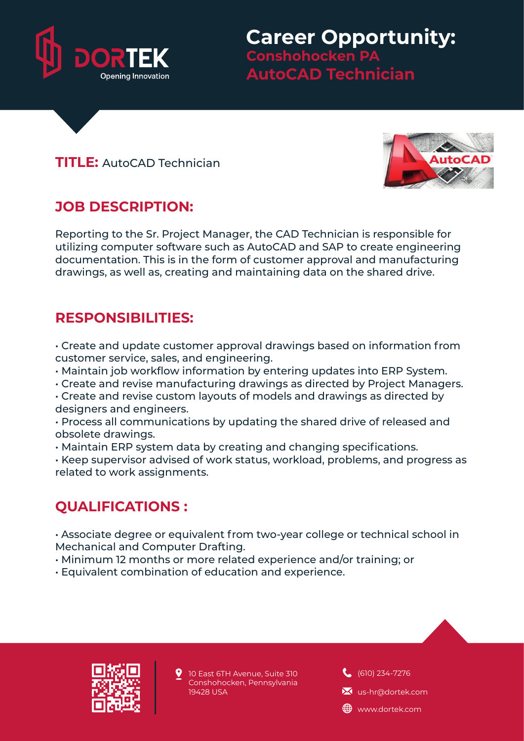DORTEK
Opening Innovation

# Career Opportunity:
## Conshohocken PA
## AutoCAD Technician

**TITLE:** AutoCAD Technician

## JOB DESCRIPTION:

Reporting to the Sr. Project Manager, the CAD Technician is responsible for utilizing computer software such as AutoCAD and SAP to create engineering documentation. This is in the form of customer approval and manufacturing drawings, as well as, creating and maintaining data on the shared drive.

## RESPONSIBILITIES:

- Create and update customer approval drawings based on information from customer service, sales, and engineering.
- Maintain job workflow information by entering updates into ERP System.
- Create and revise manufacturing drawings as directed by Project Managers.
- Create and revise custom layouts of models and drawings as directed by designers and engineers.
- Process all communications by updating the shared drive of released and obsolete drawings.
- Maintain ERP system data by creating and changing specifications.
- Keep supervisor advised of work status, workload, problems, and progress as related to work assignments.

## QUALIFICATIONS :

- Associate degree or equivalent from two-year college or technical school in Mechanical and Computer Drafting.
- Minimum 12 months or more related experience and/or training; or
- Equivalent combination of education and experience.

10 East 6TH Avenue, Suite 310
Conshohocken, Pennsylvania
19428 USA

(610) 234-7276

us-hr@dortek.com

www.dortek.com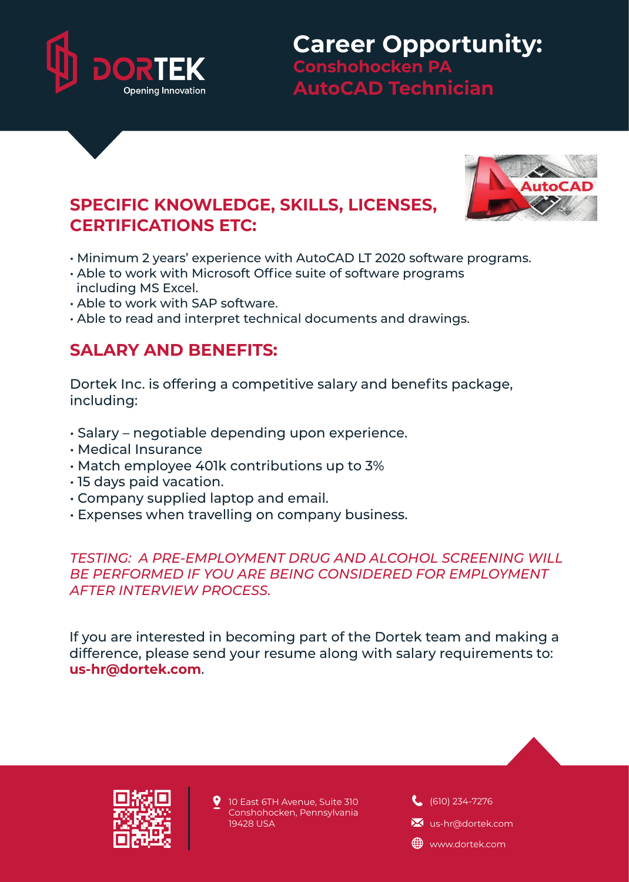DORTEK
Opening Innovation

# Career Opportunity:
## Conshohocken PA
## AutoCAD Technician

## SPECIFIC KNOWLEDGE, SKILLS, LICENSES, CERTIFICATIONS ETC:

- Minimum 2 years' experience with AutoCAD LT 2020 software programs.
- Able to work with Microsoft Office suite of software programs including MS Excel.
- Able to work with SAP software.
- Able to read and interpret technical documents and drawings.

## SALARY AND BENEFITS:

Dortek Inc. is offering a competitive salary and benefits package, including:

- Salary – negotiable depending upon experience.
- Medical Insurance
- Match employee 401k contributions up to 3%
- 15 days paid vacation.
- Company supplied laptop and email.
- Expenses when travelling on company business.

*TESTING: A PRE-EMPLOYMENT DRUG AND ALCOHOL SCREENING WILL BE PERFORMED IF YOU ARE BEING CONSIDERED FOR EMPLOYMENT AFTER INTERVIEW PROCESS.*

If you are interested in becoming part of the Dortek team and making a difference, please send your resume along with salary requirements to: **us-hr@dortek.com**.

10 East 6TH Avenue, Suite 310
Conshohocken, Pennsylvania
19428 USA

(610) 234-7276
us-hr@dortek.com
www.dortek.com